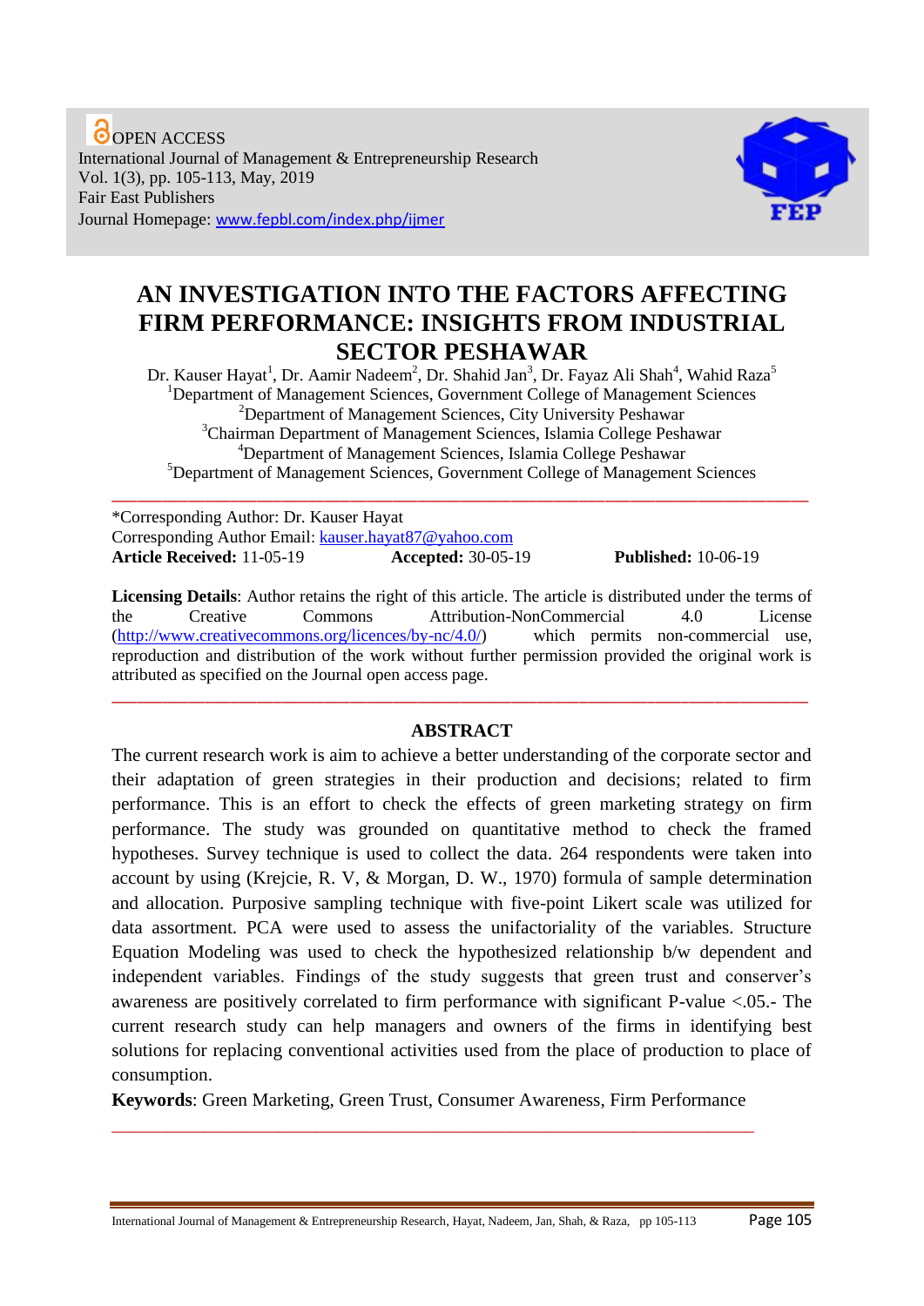OPEN ACCESS
International Journal of Management & Entrepreneurship Research
Vol. 1(3), pp. 105-113, May, 2019
Fair East Publishers
Journal Homepage: www.fepbl.com/index.php/ijmer

# AN INVESTIGATION INTO THE FACTORS AFFECTING FIRM PERFORMANCE: INSIGHTS FROM INDUSTRIAL SECTOR PESHAWAR

Dr. Kauser Hayat[1], Dr. Aamir Nadeem[2], Dr. Shahid Jan[3], Dr. Fayaz Ali Shah[4], Wahid Raza[5]

[1]Department of Management Sciences, Government College of Management Sciences
[2]Department of Management Sciences, City University Peshawar
[3]Chairman Department of Management Sciences, Islamia College Peshawar
[4]Department of Management Sciences, Islamia College Peshawar
[5]Department of Management Sciences, Government College of Management Sciences

---

*Corresponding Author: Dr. Kauser Hayat
Corresponding Author Email: kauser.hayat87@yahoo.com
**Article Received:** 11-05-19 **Accepted:** 30-05-19 **Published:** 10-06-19

**Licensing Details**: Author retains the right of this article. The article is distributed under the terms of the Creative Commons Attribution-NonCommercial 4.0 License (http://www.creativecommons.org/licences/by-nc/4.0/) which permits non-commercial use, reproduction and distribution of the work without further permission provided the original work is attributed as specified on the Journal open access page.

---

## ABSTRACT

The current research work is aim to achieve a better understanding of the corporate sector and their adaptation of green strategies in their production and decisions; related to firm performance. This is an effort to check the effects of green marketing strategy on firm performance. The study was grounded on quantitative method to check the framed hypotheses. Survey technique is used to collect the data. 264 respondents were taken into account by using (Krejcie, R. V, & Morgan, D. W., 1970) formula of sample determination and allocation. Purposive sampling technique with five-point Likert scale was utilized for data assortment. PCA were used to assess the unifactoriality of the variables. Structure Equation Modeling was used to check the hypothesized relationship b/w dependent and independent variables. Findings of the study suggests that green trust and conserver's awareness are positively correlated to firm performance with significant P-value <.05.- The current research study can help managers and owners of the firms in identifying best solutions for replacing conventional activities used from the place of production to place of consumption.

**Keywords**: Green Marketing, Green Trust, Consumer Awareness, Firm Performance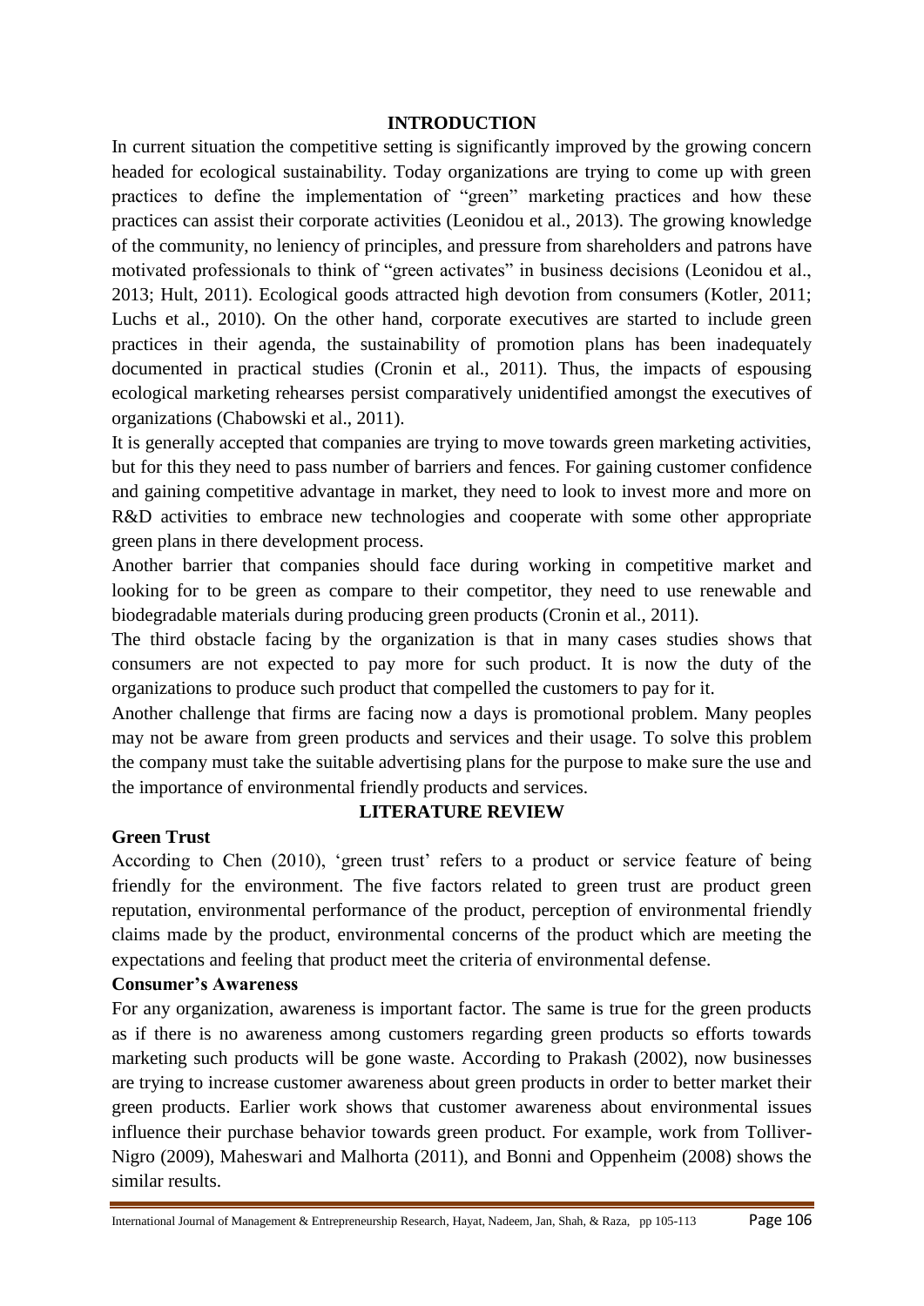## INTRODUCTION

In current situation the competitive setting is significantly improved by the growing concern headed for ecological sustainability. Today organizations are trying to come up with green practices to define the implementation of "green" marketing practices and how these practices can assist their corporate activities (Leonidou et al., 2013). The growing knowledge of the community, no leniency of principles, and pressure from shareholders and patrons have motivated professionals to think of "green activates" in business decisions (Leonidou et al., 2013; Hult, 2011). Ecological goods attracted high devotion from consumers (Kotler, 2011; Luchs et al., 2010). On the other hand, corporate executives are started to include green practices in their agenda, the sustainability of promotion plans has been inadequately documented in practical studies (Cronin et al., 2011). Thus, the impacts of espousing ecological marketing rehearses persist comparatively unidentified amongst the executives of organizations (Chabowski et al., 2011).

It is generally accepted that companies are trying to move towards green marketing activities, but for this they need to pass number of barriers and fences. For gaining customer confidence and gaining competitive advantage in market, they need to look to invest more and more on R&D activities to embrace new technologies and cooperate with some other appropriate green plans in there development process.

Another barrier that companies should face during working in competitive market and looking for to be green as compare to their competitor, they need to use renewable and biodegradable materials during producing green products (Cronin et al., 2011).

The third obstacle facing by the organization is that in many cases studies shows that consumers are not expected to pay more for such product. It is now the duty of the organizations to produce such product that compelled the customers to pay for it.

Another challenge that firms are facing now a days is promotional problem. Many peoples may not be aware from green products and services and their usage. To solve this problem the company must take the suitable advertising plans for the purpose to make sure the use and the importance of environmental friendly products and services.

## LITERATURE REVIEW

### Green Trust

According to Chen (2010), 'green trust' refers to a product or service feature of being friendly for the environment. The five factors related to green trust are product green reputation, environmental performance of the product, perception of environmental friendly claims made by the product, environmental concerns of the product which are meeting the expectations and feeling that product meet the criteria of environmental defense.

### Consumer's Awareness

For any organization, awareness is important factor. The same is true for the green products as if there is no awareness among customers regarding green products so efforts towards marketing such products will be gone waste. According to Prakash (2002), now businesses are trying to increase customer awareness about green products in order to better market their green products. Earlier work shows that customer awareness about environmental issues influence their purchase behavior towards green product. For example, work from Tolliver-Nigro (2009), Maheswari and Malhorta (2011), and Bonni and Oppenheim (2008) shows the similar results.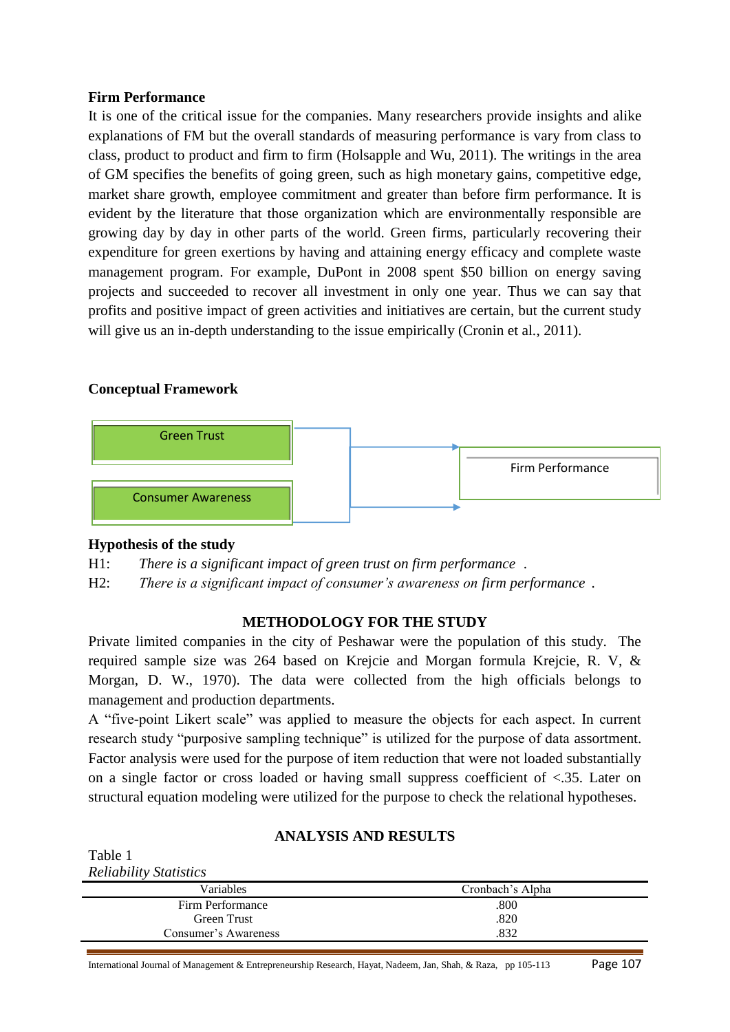**Firm Performance**

It is one of the critical issue for the companies. Many researchers provide insights and alike explanations of FM but the overall standards of measuring performance is vary from class to class, product to product and firm to firm (Holsapple and Wu, 2011). The writings in the area of GM specifies the benefits of going green, such as high monetary gains, competitive edge, market share growth, employee commitment and greater than before firm performance. It is evident by the literature that those organization which are environmentally responsible are growing day by day in other parts of the world. Green firms, particularly recovering their expenditure for green exertions by having and attaining energy efficacy and complete waste management program. For example, DuPont in 2008 spent $50 billion on energy saving projects and succeeded to recover all investment in only one year. Thus we can say that profits and positive impact of green activities and initiatives are certain, but the current study will give us an in-depth understanding to the issue empirically (Cronin et al., 2011).

**Conceptual Framework**

Green Trust

Consumer Awareness

Firm Performance

**Hypothesis of the study**

H1: *There is a significant impact of green trust on firm performance .*

H2: *There is a significant impact of consumer's awareness on firm performance .*

## METHODOLOGY FOR THE STUDY

Private limited companies in the city of Peshawar were the population of this study. The required sample size was 264 based on Krejcie and Morgan formula Krejcie, R. V, & Morgan, D. W., 1970). The data were collected from the high officials belongs to management and production departments.

A "five-point Likert scale" was applied to measure the objects for each aspect. In current research study "purposive sampling technique" is utilized for the purpose of data assortment. Factor analysis were used for the purpose of item reduction that were not loaded substantially on a single factor or cross loaded or having small suppress coefficient of <.35. Later on structural equation modeling were utilized for the purpose to check the relational hypotheses.

## ANALYSIS AND RESULTS

Table 1
*Reliability Statistics*

| Variables | Cronbach's Alpha |
|---|---|
| Firm Performance | .800 |
| Green Trust | .820 |
| Consumer's Awareness | .832 |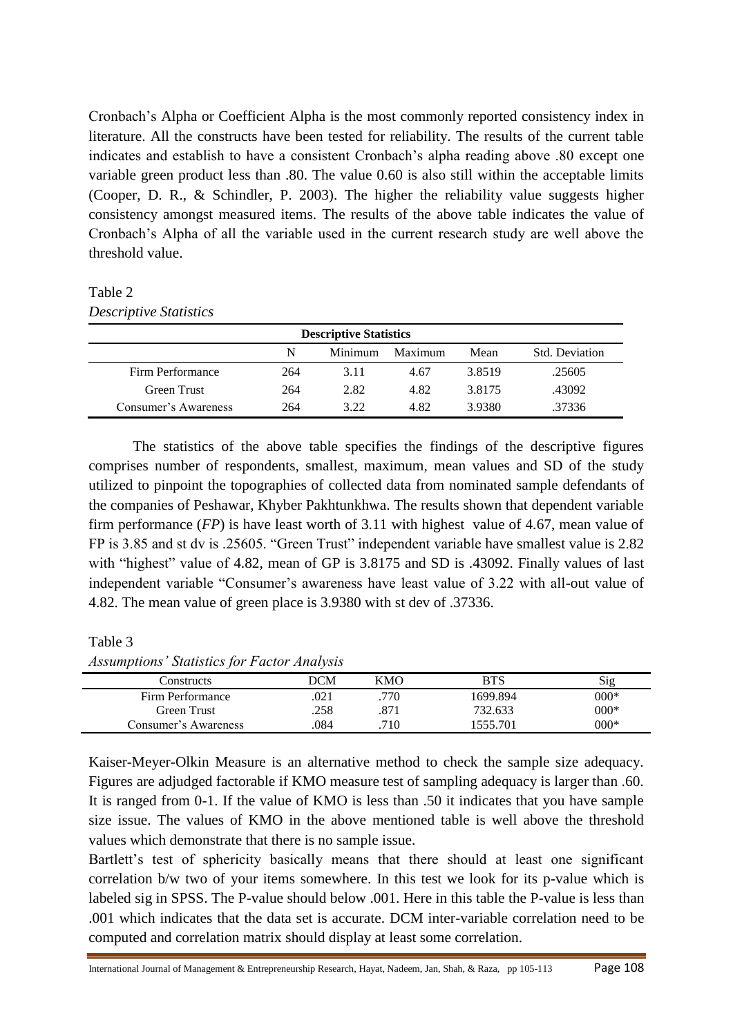Cronbach's Alpha or Coefficient Alpha is the most commonly reported consistency index in literature. All the constructs have been tested for reliability. The results of the current table indicates and establish to have a consistent Cronbach's alpha reading above .80 except one variable green product less than .80. The value 0.60 is also still within the acceptable limits (Cooper, D. R., & Schindler, P. 2003). The higher the reliability value suggests higher consistency amongst measured items. The results of the above table indicates the value of Cronbach's Alpha of all the variable used in the current research study are well above the threshold value.

Table 2

*Descriptive Statistics*

| Descriptive Statistics | | | | | |
|---|---|---|---|---|---|
| | N | Minimum | Maximum | Mean | Std. Deviation |
| Firm Performance | 264 | 3.11 | 4.67 | 3.8519 | .25605 |
| Green Trust | 264 | 2.82 | 4.82 | 3.8175 | .43092 |
| Consumer's Awareness | 264 | 3.22 | 4.82 | 3.9380 | .37336 |

The statistics of the above table specifies the findings of the descriptive figures comprises number of respondents, smallest, maximum, mean values and SD of the study utilized to pinpoint the topographies of collected data from nominated sample defendants of the companies of Peshawar, Khyber Pakhtunkhwa. The results shown that dependent variable firm performance (*FP*) is have least worth of 3.11 with highest value of 4.67, mean value of FP is 3.85 and st dv is .25605. "Green Trust" independent variable have smallest value is 2.82 with "highest" value of 4.82, mean of GP is 3.8175 and SD is .43092. Finally values of last independent variable "Consumer's awareness have least value of 3.22 with all-out value of 4.82. The mean value of green place is 3.9380 with st dev of .37336.

Table 3

*Assumptions' Statistics for Factor Analysis*

| Constructs | DCM | KMO | BTS | Sig |
|---|---|---|---|---|
| Firm Performance | .021 | .770 | 1699.894 | 000* |
| Green Trust | .258 | .871 | 732.633 | 000* |
| Consumer's Awareness | .084 | .710 | 1555.701 | 000* |

Kaiser-Meyer-Olkin Measure is an alternative method to check the sample size adequacy. Figures are adjudged factorable if KMO measure test of sampling adequacy is larger than .60. It is ranged from 0-1. If the value of KMO is less than .50 it indicates that you have sample size issue. The values of KMO in the above mentioned table is well above the threshold values which demonstrate that there is no sample issue.

Bartlett's test of sphericity basically means that there should at least one significant correlation b/w two of your items somewhere. In this test we look for its p-value which is labeled sig in SPSS. The P-value should below .001. Here in this table the P-value is less than .001 which indicates that the data set is accurate. DCM inter-variable correlation need to be computed and correlation matrix should display at least some correlation.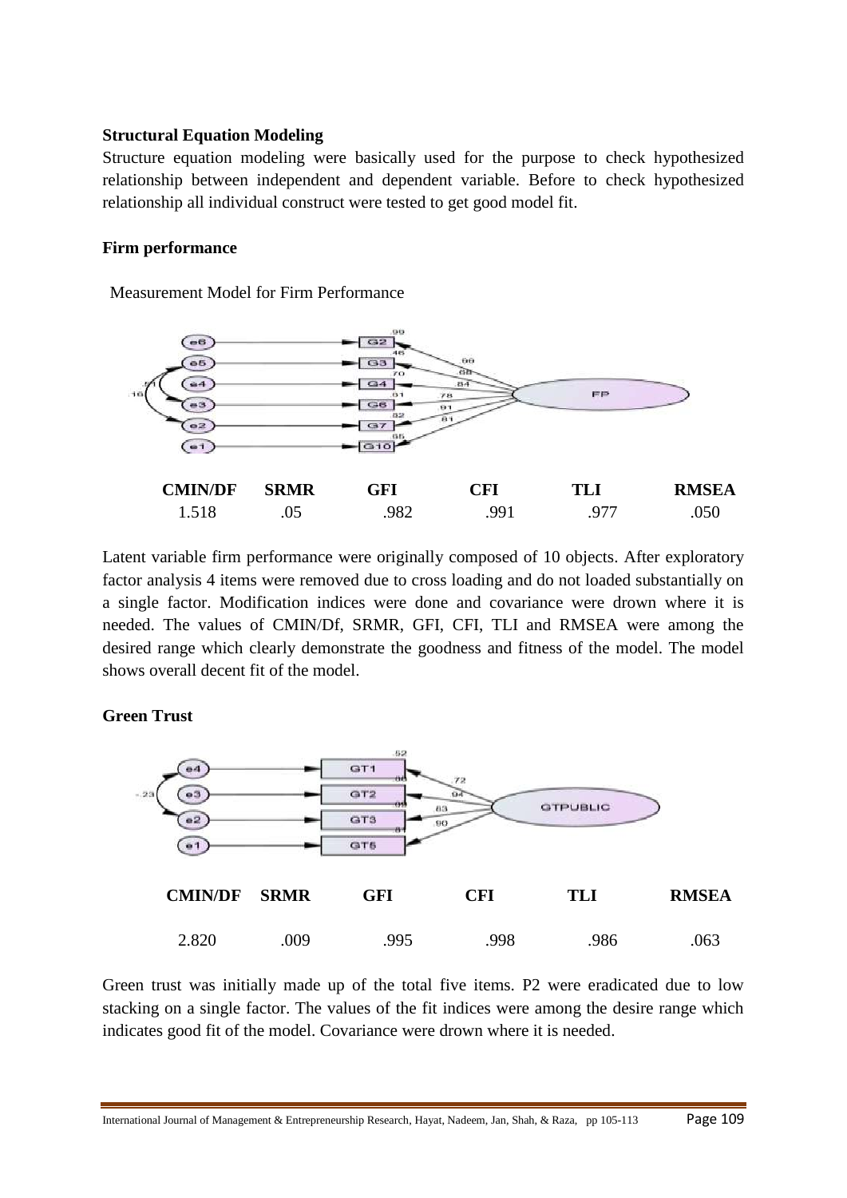**Structural Equation Modeling**

Structure equation modeling were basically used for the purpose to check hypothesized relationship between independent and dependent variable. Before to check hypothesized relationship all individual construct were tested to get good model fit.

**Firm performance**

Measurement Model for Firm Performance

| CMIN/DF | SRMR | GFI | CFI | TLI | RMSEA |
|---|---|---|---|---|---|
| 1.518 | .05 | .982 | .991 | .977 | .050 |

Latent variable firm performance were originally composed of 10 objects. After exploratory factor analysis 4 items were removed due to cross loading and do not loaded substantially on a single factor. Modification indices were done and covariance were drown where it is needed. The values of CMIN/Df, SRMR, GFI, CFI, TLI and RMSEA were among the desired range which clearly demonstrate the goodness and fitness of the model. The model shows overall decent fit of the model.

**Green Trust**

| CMIN/DF | SRMR | GFI | CFI | TLI | RMSEA |
|---|---|---|---|---|---|
| 2.820 | .009 | .995 | .998 | .986 | .063 |

Green trust was initially made up of the total five items. P2 were eradicated due to low stacking on a single factor. The values of the fit indices were among the desire range which indicates good fit of the model. Covariance were drown where it is needed.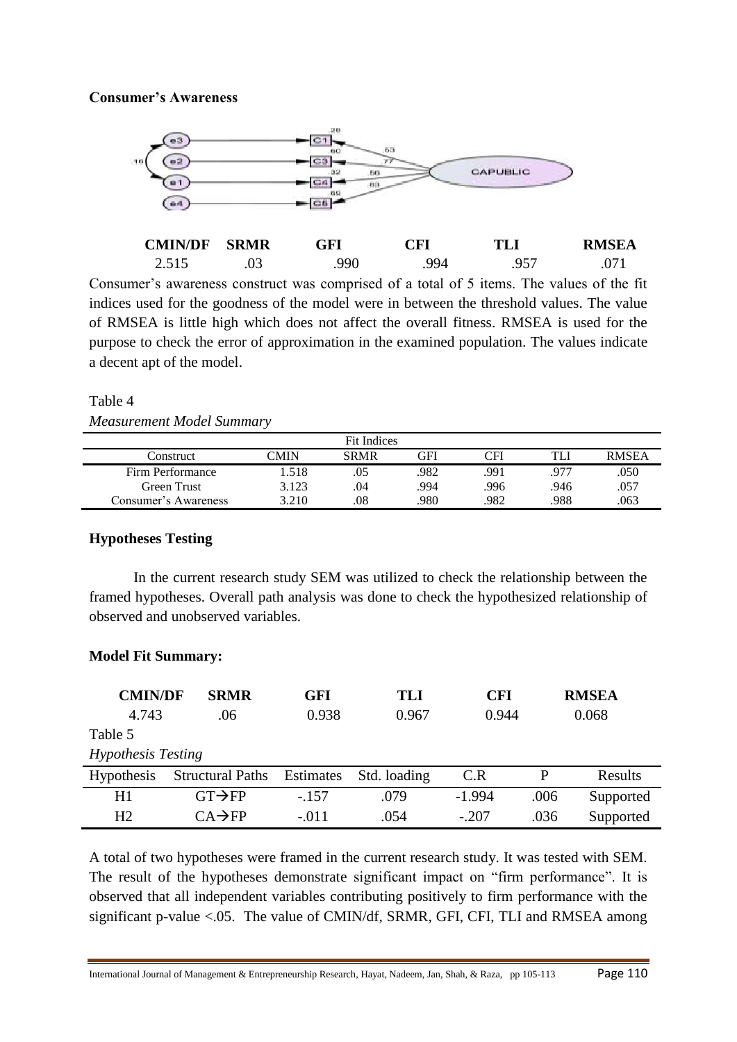**Consumer's Awareness**

| CMIN/DF | SRMR | GFI | CFI | TLI | RMSEA |
|---|---|---|---|---|---|
| 2.515 | .03 | .990 | .994 | .957 | .071 |

Consumer's awareness construct was comprised of a total of 5 items. The values of the fit indices used for the goodness of the model were in between the threshold values. The value of RMSEA is little high which does not affect the overall fitness. RMSEA is used for the purpose to check the error of approximation in the examined population. The values indicate a decent apt of the model.

Table 4

*Measurement Model Summary*

| | Fit Indices | | | | | |
|---|---|---|---|---|---|---|
| Construct | CMIN | SRMR | GFI | CFI | TLI | RMSEA |
| Firm Performance | 1.518 | .05 | .982 | .991 | .977 | .050 |
| Green Trust | 3.123 | .04 | .994 | .996 | .946 | .057 |
| Consumer's Awareness | 3.210 | .08 | .980 | .982 | .988 | .063 |

**Hypotheses Testing**

In the current research study SEM was utilized to check the relationship between the framed hypotheses. Overall path analysis was done to check the hypothesized relationship of observed and unobserved variables.

**Model Fit Summary:**

| CMIN/DF | SRMR | GFI | TLI | CFI | RMSEA |
|---|---|---|---|---|---|
| 4.743 | .06 | 0.938 | 0.967 | 0.944 | 0.068 |

Table 5

*Hypothesis Testing*

| Hypothesis | Structural Paths | Estimates | Std. loading | C.R | P | Results |
|---|---|---|---|---|---|---|
| H1 | GT→FP | -.157 | .079 | -1.994 | .006 | Supported |
| H2 | CA→FP | -.011 | .054 | -.207 | .036 | Supported |

A total of two hypotheses were framed in the current research study. It was tested with SEM. The result of the hypotheses demonstrate significant impact on "firm performance". It is observed that all independent variables contributing positively to firm performance with the significant p-value <.05. The value of CMIN/df, SRMR, GFI, CFI, TLI and RMSEA among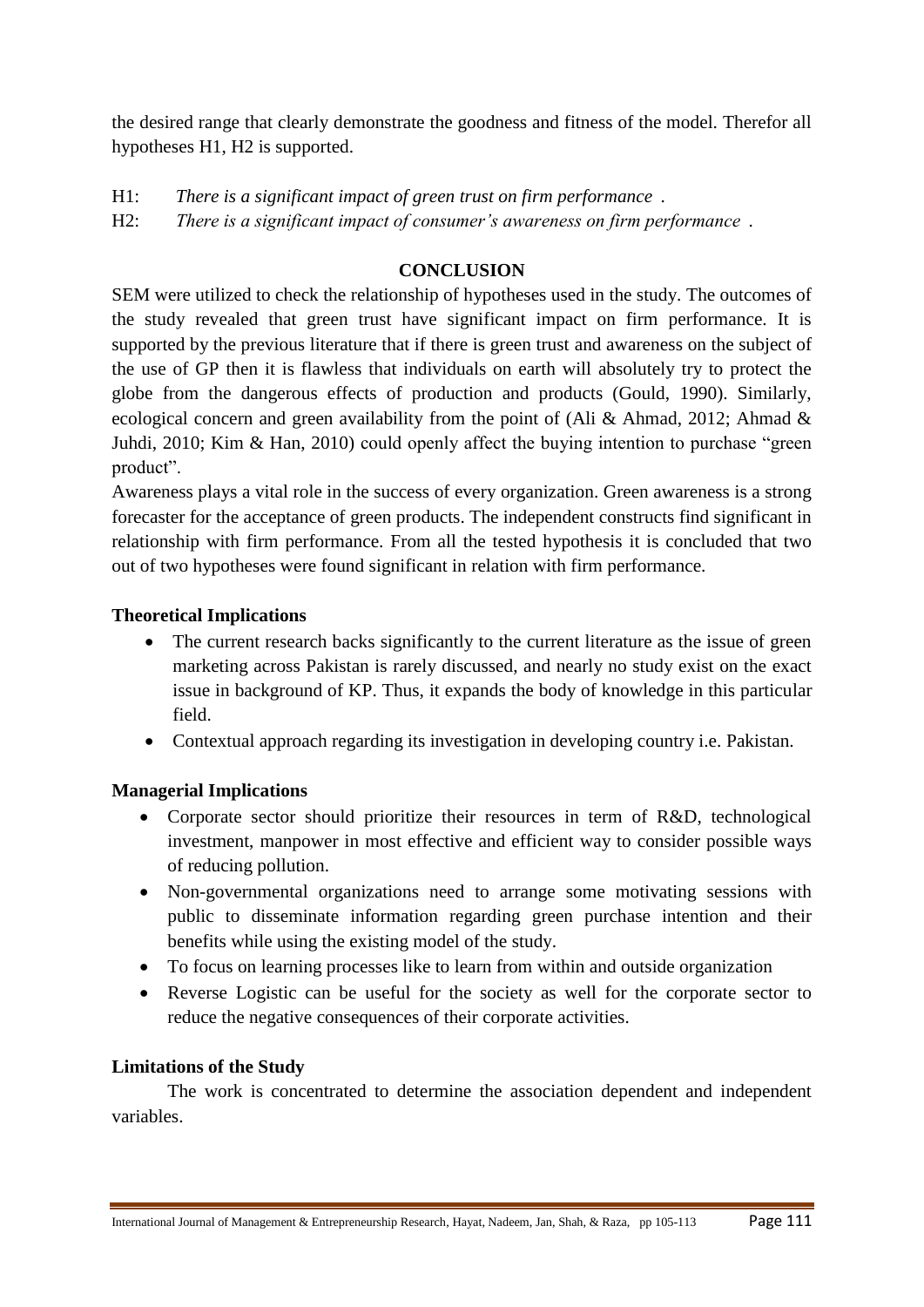the desired range that clearly demonstrate the goodness and fitness of the model. Therefor all hypotheses H1, H2 is supported.

H1: *There is a significant impact of green trust on firm performance* .

H2: *There is a significant impact of consumer's awareness on firm performance* .

## CONCLUSION

SEM were utilized to check the relationship of hypotheses used in the study. The outcomes of the study revealed that green trust have significant impact on firm performance. It is supported by the previous literature that if there is green trust and awareness on the subject of the use of GP then it is flawless that individuals on earth will absolutely try to protect the globe from the dangerous effects of production and products (Gould, 1990). Similarly, ecological concern and green availability from the point of (Ali & Ahmad, 2012; Ahmad & Juhdi, 2010; Kim & Han, 2010) could openly affect the buying intention to purchase "green product".

Awareness plays a vital role in the success of every organization. Green awareness is a strong forecaster for the acceptance of green products. The independent constructs find significant in relationship with firm performance. From all the tested hypothesis it is concluded that two out of two hypotheses were found significant in relation with firm performance.

### Theoretical Implications

- The current research backs significantly to the current literature as the issue of green marketing across Pakistan is rarely discussed, and nearly no study exist on the exact issue in background of KP. Thus, it expands the body of knowledge in this particular field.
- Contextual approach regarding its investigation in developing country i.e. Pakistan.

### Managerial Implications

- Corporate sector should prioritize their resources in term of R&D, technological investment, manpower in most effective and efficient way to consider possible ways of reducing pollution.
- Non-governmental organizations need to arrange some motivating sessions with public to disseminate information regarding green purchase intention and their benefits while using the existing model of the study.
- To focus on learning processes like to learn from within and outside organization
- Reverse Logistic can be useful for the society as well for the corporate sector to reduce the negative consequences of their corporate activities.

### Limitations of the Study

The work is concentrated to determine the association dependent and independent variables.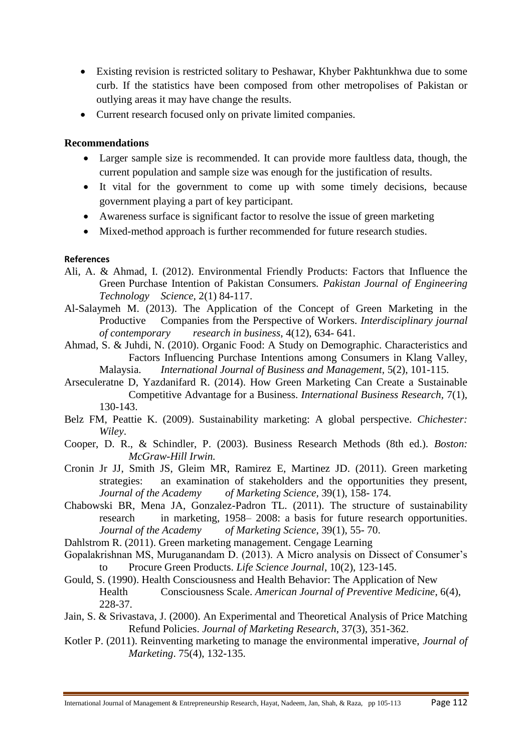- Existing revision is restricted solitary to Peshawar, Khyber Pakhtunkhwa due to some curb. If the statistics have been composed from other metropolises of Pakistan or outlying areas it may have change the results.
- Current research focused only on private limited companies.

**Recommendations**

- Larger sample size is recommended. It can provide more faultless data, though, the current population and sample size was enough for the justification of results.
- It vital for the government to come up with some timely decisions, because government playing a part of key participant.
- Awareness surface is significant factor to resolve the issue of green marketing
- Mixed-method approach is further recommended for future research studies.

**References**

Ali, A. & Ahmad, I. (2012). Environmental Friendly Products: Factors that Influence the Green Purchase Intention of Pakistan Consumers. *Pakistan Journal of Engineering Technology Science*, 2(1) 84-117.

Al-Salaymeh M. (2013). The Application of the Concept of Green Marketing in the Productive Companies from the Perspective of Workers. *Interdisciplinary journal of contemporary research in business*, 4(12), 634- 641.

Ahmad, S. & Juhdi, N. (2010). Organic Food: A Study on Demographic. Characteristics and Factors Influencing Purchase Intentions among Consumers in Klang Valley, Malaysia. *International Journal of Business and Management*, 5(2), 101-115.

Arseculeratne D, Yazdanifard R. (2014). How Green Marketing Can Create a Sustainable Competitive Advantage for a Business. *International Business Research*, 7(1), 130-143.

Belz FM, Peattie K. (2009). Sustainability marketing: A global perspective. *Chichester: Wiley*.

Cooper, D. R., & Schindler, P. (2003). Business Research Methods (8th ed.). *Boston: McGraw-Hill Irwin.*

Cronin Jr JJ, Smith JS, Gleim MR, Ramirez E, Martinez JD. (2011). Green marketing strategies: an examination of stakeholders and the opportunities they present, *Journal of the Academy of Marketing Science*, 39(1), 158- 174.

Chabowski BR, Mena JA, Gonzalez-Padron TL. (2011). The structure of sustainability research in marketing, 1958– 2008: a basis for future research opportunities. *Journal of the Academy of Marketing Science*, 39(1), 55- 70.

Dahlstrom R. (2011). Green marketing management. Cengage Learning

Gopalakrishnan MS, Muruganandam D. (2013). A Micro analysis on Dissect of Consumer's to Procure Green Products. *Life Science Journal*, 10(2), 123-145.

Gould, S. (1990). Health Consciousness and Health Behavior: The Application of New Health Consciousness Scale. *American Journal of Preventive Medicine*, 6(4), 228-37.

Jain, S. & Srivastava, J. (2000). An Experimental and Theoretical Analysis of Price Matching Refund Policies. *Journal of Marketing Research*, 37(3), 351-362.

Kotler P. (2011). Reinventing marketing to manage the environmental imperative, *Journal of Marketing*. 75(4), 132-135.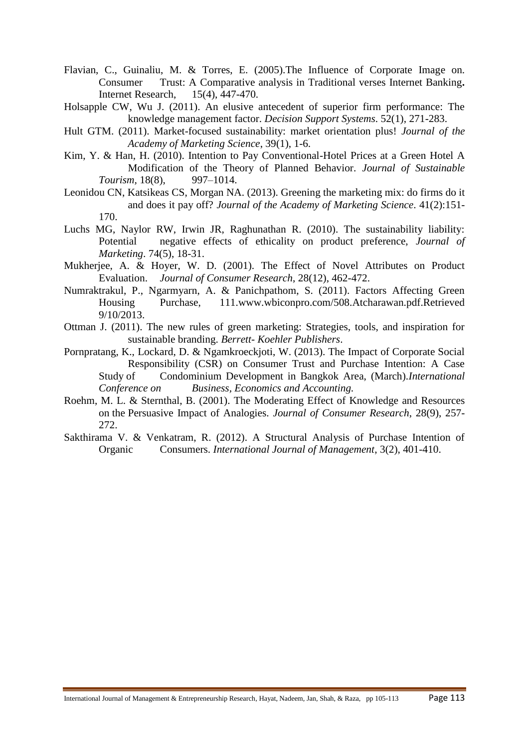Flavian, C., Guinaliu, M. & Torres, E. (2005).The Influence of Corporate Image on. Consumer Trust: A Comparative analysis in Traditional verses Internet Banking**.** Internet Research, 15(4), 447-470.

Holsapple CW, Wu J. (2011). An elusive antecedent of superior firm performance: The knowledge management factor. *Decision Support Systems*. 52(1), 271-283.

Hult GTM. (2011). Market-focused sustainability: market orientation plus! *Journal of the Academy of Marketing Science*, 39(1), 1-6.

Kim, Y. & Han, H. (2010). Intention to Pay Conventional-Hotel Prices at a Green Hotel A Modification of the Theory of Planned Behavior. *Journal of Sustainable Tourism*, 18(8), 997–1014.

Leonidou CN, Katsikeas CS, Morgan NA. (2013). Greening the marketing mix: do firms do it and does it pay off? *Journal of the Academy of Marketing Science*. 41(2):151-170.

Luchs MG, Naylor RW, Irwin JR, Raghunathan R. (2010). The sustainability liability: Potential negative effects of ethicality on product preference, *Journal of Marketing*. 74(5), 18-31.

Mukherjee, A. & Hoyer, W. D. (2001). The Effect of Novel Attributes on Product Evaluation. *Journal of Consumer Research*, 28(12), 462-472.

Numraktrakul, P., Ngarmyarn, A. & Panichpathom, S. (2011). Factors Affecting Green Housing Purchase, 111.www.wbiconpro.com/508.Atcharawan.pdf.Retrieved 9/10/2013.

Ottman J. (2011). The new rules of green marketing: Strategies, tools, and inspiration for sustainable branding. *Berrett- Koehler Publishers*.

Pornpratang, K., Lockard, D. & Ngamkroeckjoti, W. (2013). The Impact of Corporate Social Responsibility (CSR) on Consumer Trust and Purchase Intention: A Case Study of Condominium Development in Bangkok Area, (March).*International Conference on Business, Economics and Accounting.*

Roehm, M. L. & Sternthal, B. (2001). The Moderating Effect of Knowledge and Resources on the Persuasive Impact of Analogies. *Journal of Consumer Research*, 28(9), 257-272.

Sakthirama V. & Venkatram, R. (2012). A Structural Analysis of Purchase Intention of Organic Consumers. *International Journal of Management*, 3(2), 401-410.